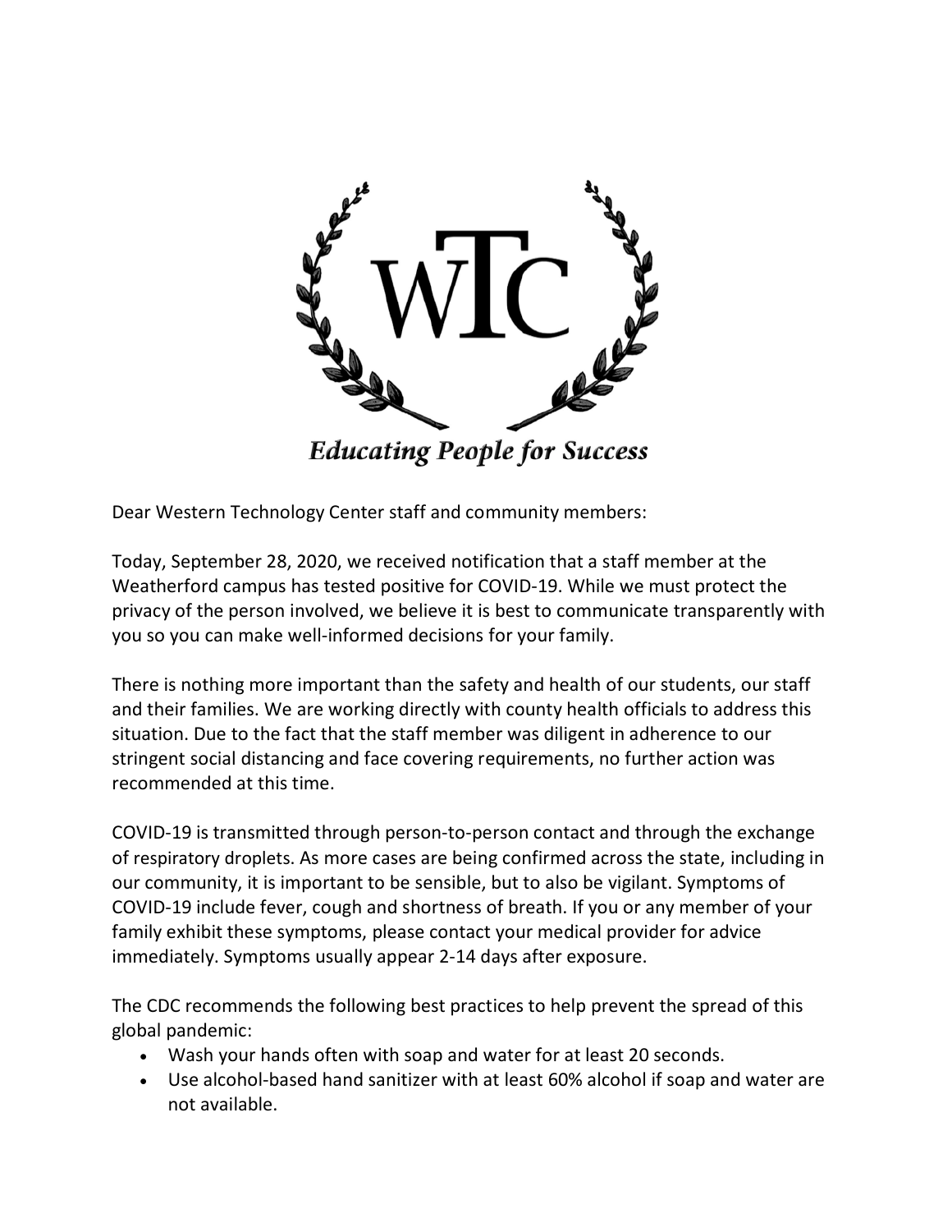WTC

*Educating People for Success*

Dear Western Technology Center staff and community members:

Today, September 28, 2020, we received notification that a staff member at the Weatherford campus has tested positive for COVID-19. While we must protect the privacy of the person involved, we believe it is best to communicate transparently with you so you can make well-informed decisions for your family.

There is nothing more important than the safety and health of our students, our staff and their families. We are working directly with county health officials to address this situation. Due to the fact that the staff member was diligent in adherence to our stringent social distancing and face covering requirements, no further action was recommended at this time.

COVID-19 is transmitted through person-to-person contact and through the exchange of respiratory droplets. As more cases are being confirmed across the state, including in our community, it is important to be sensible, but to also be vigilant. Symptoms of COVID-19 include fever, cough and shortness of breath. If you or any member of your family exhibit these symptoms, please contact your medical provider for advice immediately. Symptoms usually appear 2-14 days after exposure.

The CDC recommends the following best practices to help prevent the spread of this global pandemic:

- Wash your hands often with soap and water for at least 20 seconds.
- Use alcohol-based hand sanitizer with at least 60% alcohol if soap and water are not available.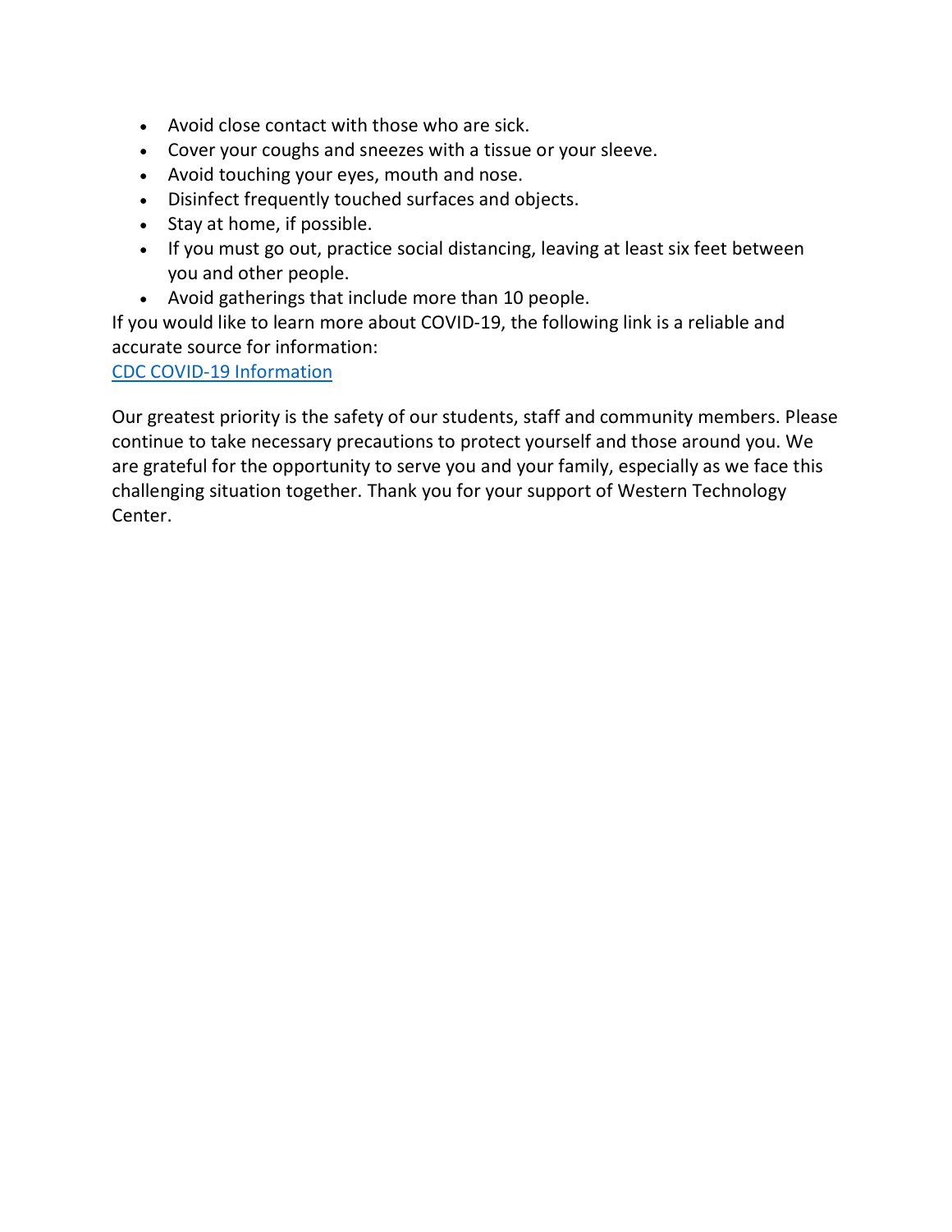- Avoid close contact with those who are sick.
- Cover your coughs and sneezes with a tissue or your sleeve.
- Avoid touching your eyes, mouth and nose.
- Disinfect frequently touched surfaces and objects.
- Stay at home, if possible.
- If you must go out, practice social distancing, leaving at least six feet between you and other people.
- Avoid gatherings that include more than 10 people.

If you would like to learn more about COVID-19, the following link is a reliable and accurate source for information:
CDC COVID-19 Information

Our greatest priority is the safety of our students, staff and community members. Please continue to take necessary precautions to protect yourself and those around you. We are grateful for the opportunity to serve you and your family, especially as we face this challenging situation together. Thank you for your support of Western Technology Center.